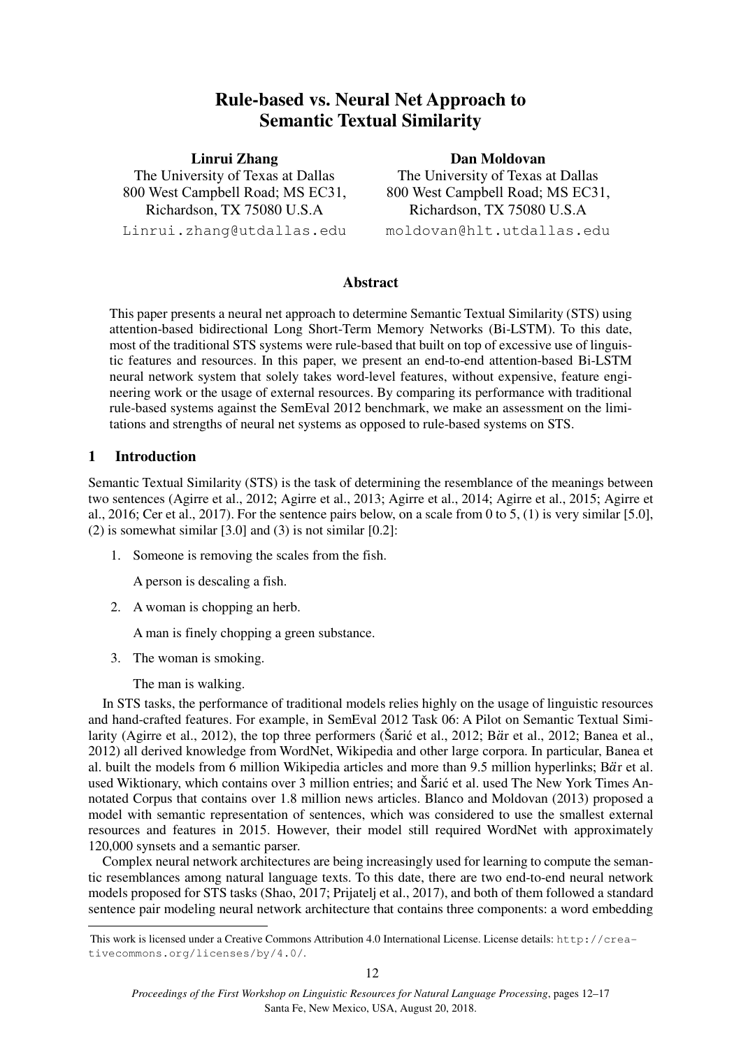# Rule-based vs. Neural Net Approach to Semantic Textual Similarity

**Linrui Zhang**
The University of Texas at Dallas
800 West Campbell Road; MS EC31,
Richardson, TX 75080 U.S.A
Linrui.zhang@utdallas.edu

**Dan Moldovan**
The University of Texas at Dallas
800 West Campbell Road; MS EC31,
Richardson, TX 75080 U.S.A
moldovan@hlt.utdallas.edu

## Abstract

This paper presents a neural net approach to determine Semantic Textual Similarity (STS) using attention-based bidirectional Long Short-Term Memory Networks (Bi-LSTM). To this date, most of the traditional STS systems were rule-based that built on top of excessive use of linguistic features and resources. In this paper, we present an end-to-end attention-based Bi-LSTM neural network system that solely takes word-level features, without expensive, feature engineering work or the usage of external resources. By comparing its performance with traditional rule-based systems against the SemEval 2012 benchmark, we make an assessment on the limitations and strengths of neural net systems as opposed to rule-based systems on STS.

## 1 Introduction

Semantic Textual Similarity (STS) is the task of determining the resemblance of the meanings between two sentences (Agirre et al., 2012; Agirre et al., 2013; Agirre et al., 2014; Agirre et al., 2015; Agirre et al., 2016; Cer et al., 2017). For the sentence pairs below, on a scale from 0 to 5, (1) is very similar [5.0], (2) is somewhat similar [3.0] and (3) is not similar [0.2]:

1. Someone is removing the scales from the fish.

   A person is descaling a fish.

2. A woman is chopping an herb.

   A man is finely chopping a green substance.

3. The woman is smoking.

   The man is walking.

In STS tasks, the performance of traditional models relies highly on the usage of linguistic resources and hand-crafted features. For example, in SemEval 2012 Task 06: A Pilot on Semantic Textual Similarity (Agirre et al., 2012), the top three performers (Šarić et al., 2012; Bär et al., 2012; Banea et al., 2012) all derived knowledge from WordNet, Wikipedia and other large corpora. In particular, Banea et al. built the models from 6 million Wikipedia articles and more than 9.5 million hyperlinks; Bär et al. used Wiktionary, which contains over 3 million entries; and Šarić et al. used The New York Times Annotated Corpus that contains over 1.8 million news articles. Blanco and Moldovan (2013) proposed a model with semantic representation of sentences, which was considered to use the smallest external resources and features in 2015. However, their model still required WordNet with approximately 120,000 synsets and a semantic parser.

Complex neural network architectures are being increasingly used for learning to compute the semantic resemblances among natural language texts. To this date, there are two end-to-end neural network models proposed for STS tasks (Shao, 2017; Prijatelj et al., 2017), and both of them followed a standard sentence pair modeling neural network architecture that contains three components: a word embedding

This work is licensed under a Creative Commons Attribution 4.0 International License. License details: http://creativecommons.org/licenses/by/4.0/.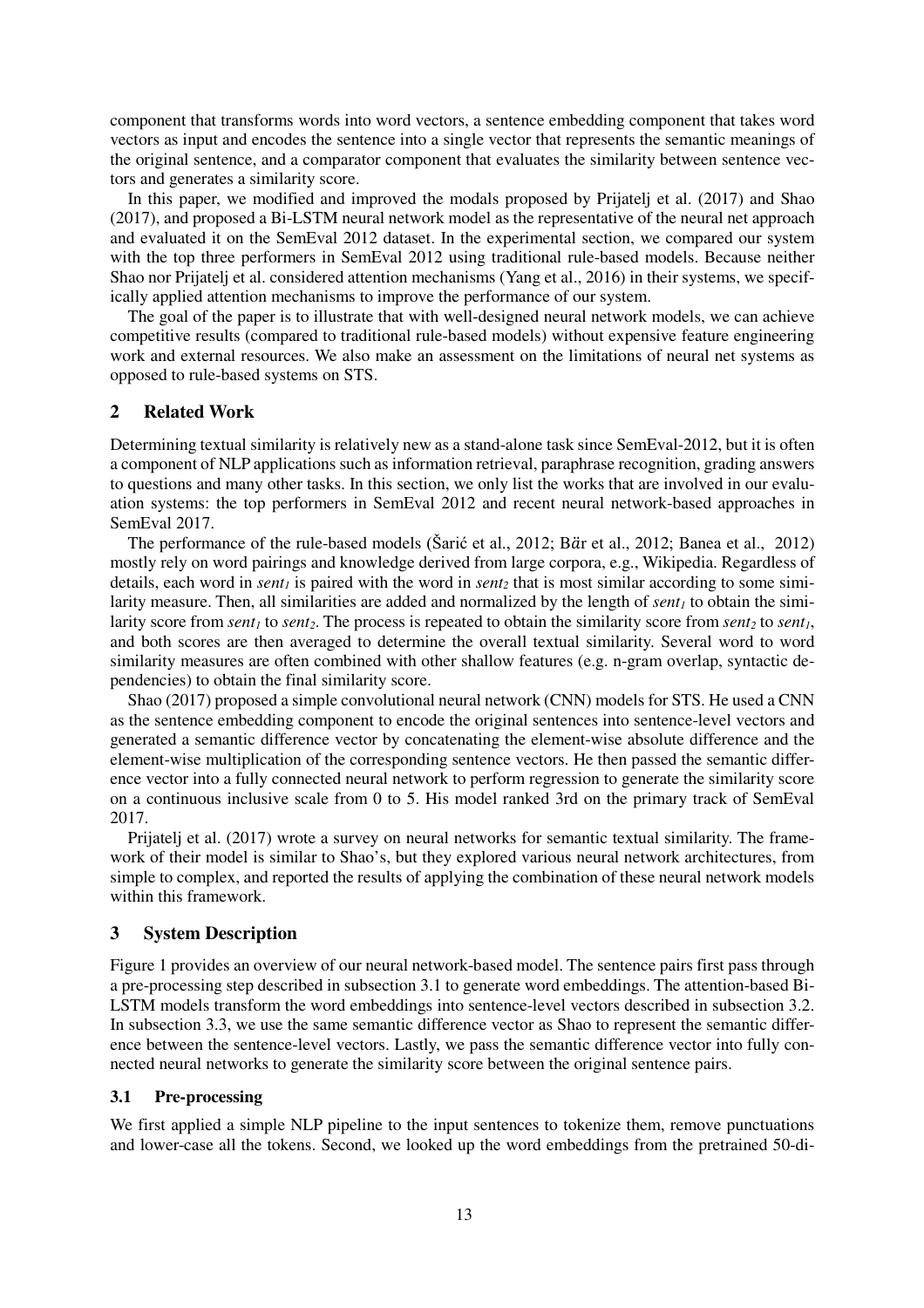component that transforms words into word vectors, a sentence embedding component that takes word vectors as input and encodes the sentence into a single vector that represents the semantic meanings of the original sentence, and a comparator component that evaluates the similarity between sentence vectors and generates a similarity score.

In this paper, we modified and improved the modals proposed by Prijatelj et al. (2017) and Shao (2017), and proposed a Bi-LSTM neural network model as the representative of the neural net approach and evaluated it on the SemEval 2012 dataset. In the experimental section, we compared our system with the top three performers in SemEval 2012 using traditional rule-based models. Because neither Shao nor Prijatelj et al. considered attention mechanisms (Yang et al., 2016) in their systems, we specifically applied attention mechanisms to improve the performance of our system.

The goal of the paper is to illustrate that with well-designed neural network models, we can achieve competitive results (compared to traditional rule-based models) without expensive feature engineering work and external resources. We also make an assessment on the limitations of neural net systems as opposed to rule-based systems on STS.

## 2 Related Work

Determining textual similarity is relatively new as a stand-alone task since SemEval-2012, but it is often a component of NLP applications such as information retrieval, paraphrase recognition, grading answers to questions and many other tasks. In this section, we only list the works that are involved in our evaluation systems: the top performers in SemEval 2012 and recent neural network-based approaches in SemEval 2017.

The performance of the rule-based models (Šarić et al., 2012; B*ä*r et al., 2012; Banea et al., 2012) mostly rely on word pairings and knowledge derived from large corpora, e.g., Wikipedia. Regardless of details, each word in $sent_1$ is paired with the word in $sent_2$ that is most similar according to some similarity measure. Then, all similarities are added and normalized by the length of $sent_1$ to obtain the similarity score from $sent_1$ to $sent_2$. The process is repeated to obtain the similarity score from $sent_2$ to $sent_1$, and both scores are then averaged to determine the overall textual similarity. Several word to word similarity measures are often combined with other shallow features (e.g. n-gram overlap, syntactic dependencies) to obtain the final similarity score.

Shao (2017) proposed a simple convolutional neural network (CNN) models for STS. He used a CNN as the sentence embedding component to encode the original sentences into sentence-level vectors and generated a semantic difference vector by concatenating the element-wise absolute difference and the element-wise multiplication of the corresponding sentence vectors. He then passed the semantic difference vector into a fully connected neural network to perform regression to generate the similarity score on a continuous inclusive scale from 0 to 5. His model ranked 3rd on the primary track of SemEval 2017.

Prijatelj et al. (2017) wrote a survey on neural networks for semantic textual similarity. The framework of their model is similar to Shao's, but they explored various neural network architectures, from simple to complex, and reported the results of applying the combination of these neural network models within this framework.

## 3 System Description

Figure 1 provides an overview of our neural network-based model. The sentence pairs first pass through a pre-processing step described in subsection 3.1 to generate word embeddings. The attention-based Bi-LSTM models transform the word embeddings into sentence-level vectors described in subsection 3.2. In subsection 3.3, we use the same semantic difference vector as Shao to represent the semantic difference between the sentence-level vectors. Lastly, we pass the semantic difference vector into fully connected neural networks to generate the similarity score between the original sentence pairs.

### 3.1 Pre-processing

We first applied a simple NLP pipeline to the input sentences to tokenize them, remove punctuations and lower-case all the tokens. Second, we looked up the word embeddings from the pretrained 50-di-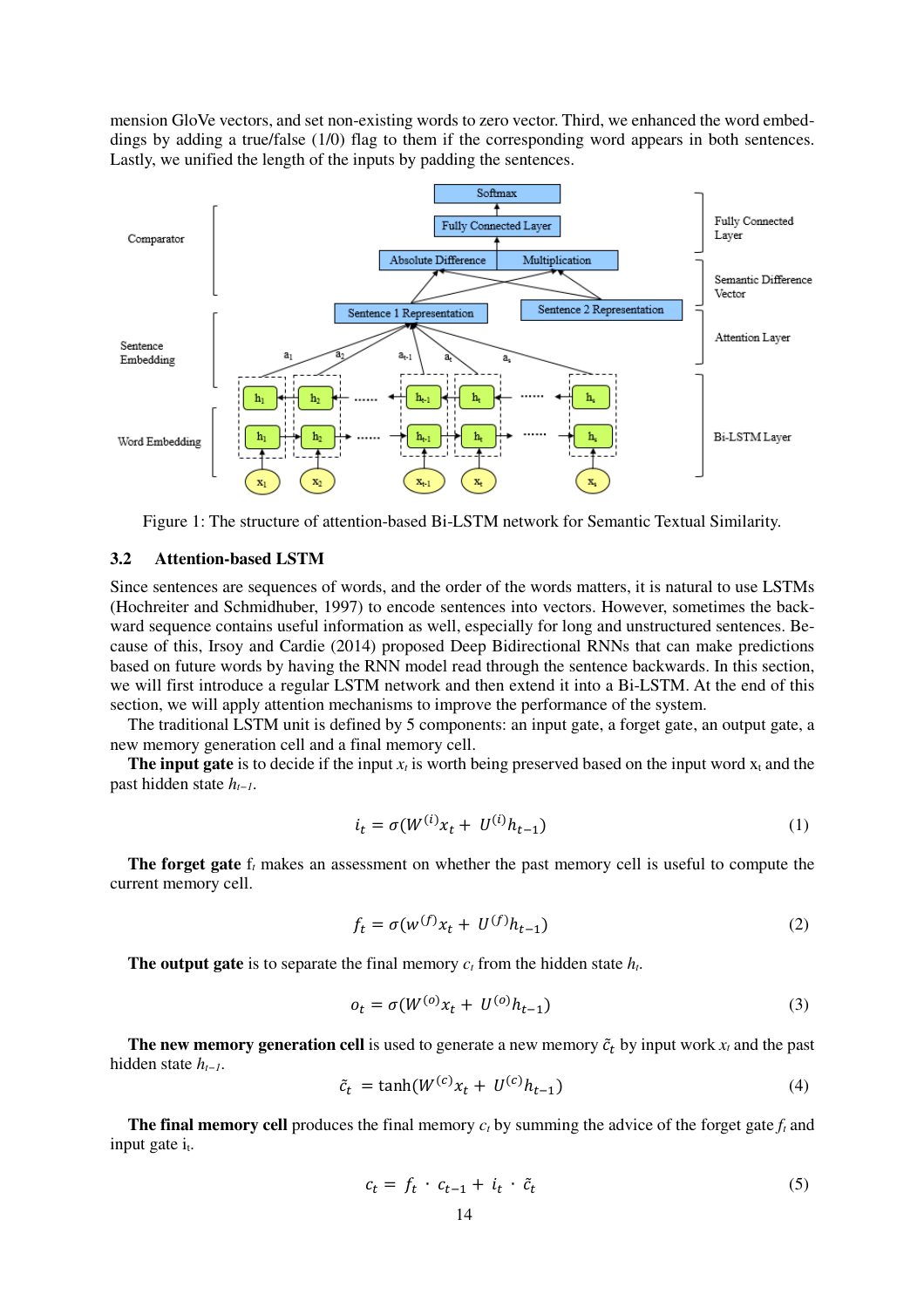mension GloVe vectors, and set non-existing words to zero vector. Third, we enhanced the word embeddings by adding a true/false (1/0) flag to them if the corresponding word appears in both sentences. Lastly, we unified the length of the inputs by padding the sentences.

Figure 1: The structure of attention-based Bi-LSTM network for Semantic Textual Similarity.

### 3.2 Attention-based LSTM

Since sentences are sequences of words, and the order of the words matters, it is natural to use LSTMs (Hochreiter and Schmidhuber, 1997) to encode sentences into vectors. However, sometimes the backward sequence contains useful information as well, especially for long and unstructured sentences. Because of this, Irsoy and Cardie (2014) proposed Deep Bidirectional RNNs that can make predictions based on future words by having the RNN model read through the sentence backwards. In this section, we will first introduce a regular LSTM network and then extend it into a Bi-LSTM. At the end of this section, we will apply attention mechanisms to improve the performance of the system.

The traditional LSTM unit is defined by 5 components: an input gate, a forget gate, an output gate, a new memory generation cell and a final memory cell.

**The input gate** is to decide if the input $x_t$ is worth being preserved based on the input word $x_t$ and the past hidden state $h_{t-1}$.

$$i_t = \sigma(W^{(i)}x_t + U^{(i)}h_{t-1}) \tag{1}$$

**The forget gate** $f_t$ makes an assessment on whether the past memory cell is useful to compute the current memory cell.

$$f_t = \sigma(w^{(f)}x_t + U^{(f)}h_{t-1}) \tag{2}$$

**The output gate** is to separate the final memory $c_t$ from the hidden state $h_t$.

$$o_t = \sigma(W^{(o)}x_t + U^{(o)}h_{t-1}) \tag{3}$$

**The new memory generation cell** is used to generate a new memory $\tilde{c}_t$ by input work $x_t$ and the past hidden state $h_{t-1}$.

$$\tilde{c}_t = \tanh(W^{(c)}x_t + U^{(c)}h_{t-1}) \tag{4}$$

**The final memory cell** produces the final memory $c_t$ by summing the advice of the forget gate $f_t$ and input gate $i_t$.

$$c_t = f_t \cdot c_{t-1} + i_t \cdot \tilde{c}_t \tag{5}$$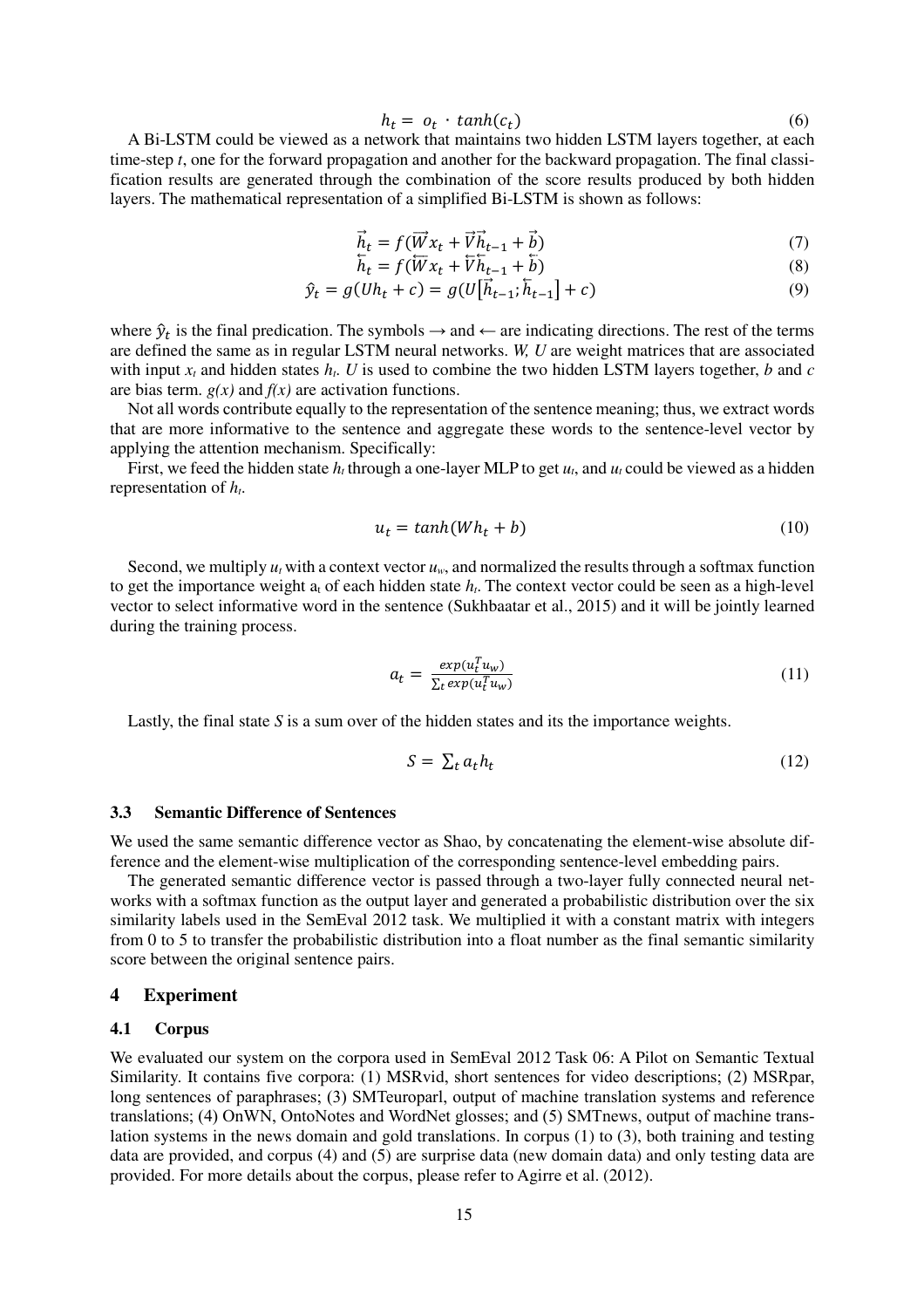$$h_t = o_t \cdot tanh(c_t) \tag{6}$$

A Bi-LSTM could be viewed as a network that maintains two hidden LSTM layers together, at each time-step *t*, one for the forward propagation and another for the backward propagation. The final classification results are generated through the combination of the score results produced by both hidden layers. The mathematical representation of a simplified Bi-LSTM is shown as follows:

$$\vec{h}_t = f(\vec{W}x_t + \vec{V}\vec{h}_{t-1} + \vec{b}) \tag{7}$$

$$\overleftarrow{h}_t = f(\overleftarrow{W}x_t + \overleftarrow{V}\overleftarrow{h}_{t-1} + \overleftarrow{b}) \tag{8}$$

$$\hat{y}_t = g(Uh_t + c) = g(U[\vec{h}_{t-1}; \overleftarrow{h}_{t-1}] + c) \tag{9}$$

where $\hat{y}_t$ is the final predication. The symbols → and ← are indicating directions. The rest of the terms are defined the same as in regular LSTM neural networks. *W, U* are weight matrices that are associated with input $x_t$ and hidden states $h_t$. *U* is used to combine the two hidden LSTM layers together, *b* and *c* are bias term. *g(x)* and *f(x)* are activation functions.

Not all words contribute equally to the representation of the sentence meaning; thus, we extract words that are more informative to the sentence and aggregate these words to the sentence-level vector by applying the attention mechanism. Specifically:

First, we feed the hidden state $h_t$ through a one-layer MLP to get $u_t$, and $u_t$ could be viewed as a hidden representation of $h_t$.

$$u_t = tanh(Wh_t + b) \tag{10}$$

Second, we multiply $u_t$ with a context vector $u_w$, and normalized the results through a softmax function to get the importance weight $a_t$ of each hidden state $h_t$. The context vector could be seen as a high-level vector to select informative word in the sentence (Sukhbaatar et al., 2015) and it will be jointly learned during the training process.

$$a_t = \frac{exp(u_t^T u_w)}{\sum_t exp(u_t^T u_w)} \tag{11}$$

Lastly, the final state *S* is a sum over of the hidden states and its the importance weights.

$$S = \sum_t a_t h_t \tag{12}$$

### 3.3 Semantic Difference of Sentences

We used the same semantic difference vector as Shao, by concatenating the element-wise absolute difference and the element-wise multiplication of the corresponding sentence-level embedding pairs.

The generated semantic difference vector is passed through a two-layer fully connected neural networks with a softmax function as the output layer and generated a probabilistic distribution over the six similarity labels used in the SemEval 2012 task. We multiplied it with a constant matrix with integers from 0 to 5 to transfer the probabilistic distribution into a float number as the final semantic similarity score between the original sentence pairs.

## 4 Experiment

### 4.1 Corpus

We evaluated our system on the corpora used in SemEval 2012 Task 06: A Pilot on Semantic Textual Similarity. It contains five corpora: (1) MSRvid, short sentences for video descriptions; (2) MSRpar, long sentences of paraphrases; (3) SMTeuroparl, output of machine translation systems and reference translations; (4) OnWN, OntoNotes and WordNet glosses; and (5) SMTnews, output of machine translation systems in the news domain and gold translations. In corpus (1) to (3), both training and testing data are provided, and corpus (4) and (5) are surprise data (new domain data) and only testing data are provided. For more details about the corpus, please refer to Agirre et al. (2012).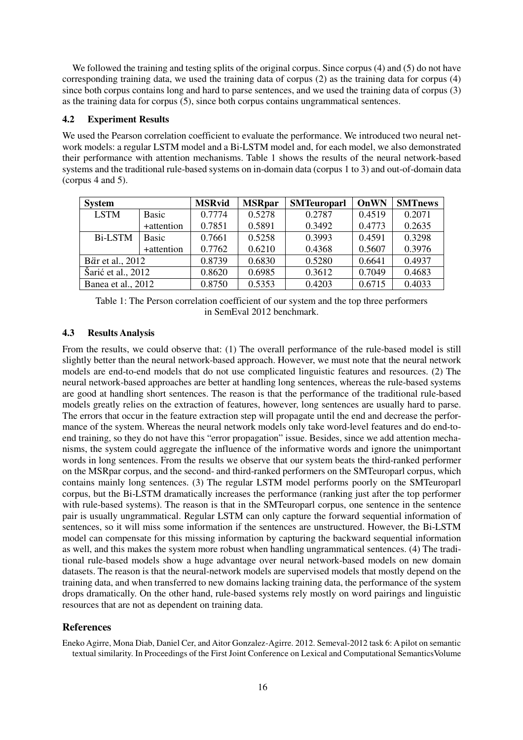We followed the training and testing splits of the original corpus. Since corpus (4) and (5) do not have corresponding training data, we used the training data of corpus (2) as the training data for corpus (4) since both corpus contains long and hard to parse sentences, and we used the training data of corpus (3) as the training data for corpus (5), since both corpus contains ungrammatical sentences.

### 4.2 Experiment Results

We used the Pearson correlation coefficient to evaluate the performance. We introduced two neural network models: a regular LSTM model and a Bi-LSTM model and, for each model, we also demonstrated their performance with attention mechanisms. Table 1 shows the results of the neural network-based systems and the traditional rule-based systems on in-domain data (corpus 1 to 3) and out-of-domain data (corpus 4 and 5).

| System | | MSRvid | MSRpar | SMTeuroparl | OnWN | SMTnews |
|---|---|---|---|---|---|---|
| LSTM | Basic | 0.7774 | 0.5278 | 0.2787 | 0.4519 | 0.2071 |
| | +attention | 0.7851 | 0.5891 | 0.3492 | 0.4773 | 0.2635 |
| Bi-LSTM | Basic | 0.7661 | 0.5258 | 0.3993 | 0.4591 | 0.3298 |
| | +attention | 0.7762 | 0.6210 | 0.4368 | 0.5607 | 0.3976 |
| Bӑr et al., 2012 | | 0.8739 | 0.6830 | 0.5280 | 0.6641 | 0.4937 |
| Šarić et al., 2012 | | 0.8620 | 0.6985 | 0.3612 | 0.7049 | 0.4683 |
| Banea et al., 2012 | | 0.8750 | 0.5353 | 0.4203 | 0.6715 | 0.4033 |

Table 1: The Person correlation coefficient of our system and the top three performers in SemEval 2012 benchmark.

### 4.3 Results Analysis

From the results, we could observe that: (1) The overall performance of the rule-based model is still slightly better than the neural network-based approach. However, we must note that the neural network models are end-to-end models that do not use complicated linguistic features and resources. (2) The neural network-based approaches are better at handling long sentences, whereas the rule-based systems are good at handling short sentences. The reason is that the performance of the traditional rule-based models greatly relies on the extraction of features, however, long sentences are usually hard to parse. The errors that occur in the feature extraction step will propagate until the end and decrease the performance of the system. Whereas the neural network models only take word-level features and do end-to-end training, so they do not have this "error propagation" issue. Besides, since we add attention mechanisms, the system could aggregate the influence of the informative words and ignore the unimportant words in long sentences. From the results we observe that our system beats the third-ranked performer on the MSRpar corpus, and the second- and third-ranked performers on the SMTeuroparl corpus, which contains mainly long sentences. (3) The regular LSTM model performs poorly on the SMTeuroparl corpus, but the Bi-LSTM dramatically increases the performance (ranking just after the top performer with rule-based systems). The reason is that in the SMTeuroparl corpus, one sentence in the sentence pair is usually ungrammatical. Regular LSTM can only capture the forward sequential information of sentences, so it will miss some information if the sentences are unstructured. However, the Bi-LSTM model can compensate for this missing information by capturing the backward sequential information as well, and this makes the system more robust when handling ungrammatical sentences. (4) The traditional rule-based models show a huge advantage over neural network-based models on new domain datasets. The reason is that the neural-network models are supervised models that mostly depend on the training data, and when transferred to new domains lacking training data, the performance of the system drops dramatically. On the other hand, rule-based systems rely mostly on word pairings and linguistic resources that are not as dependent on training data.

## References

Eneko Agirre, Mona Diab, Daniel Cer, and Aitor Gonzalez-Agirre. 2012. Semeval-2012 task 6: A pilot on semantic textual similarity. In Proceedings of the First Joint Conference on Lexical and Computational SemanticsVolume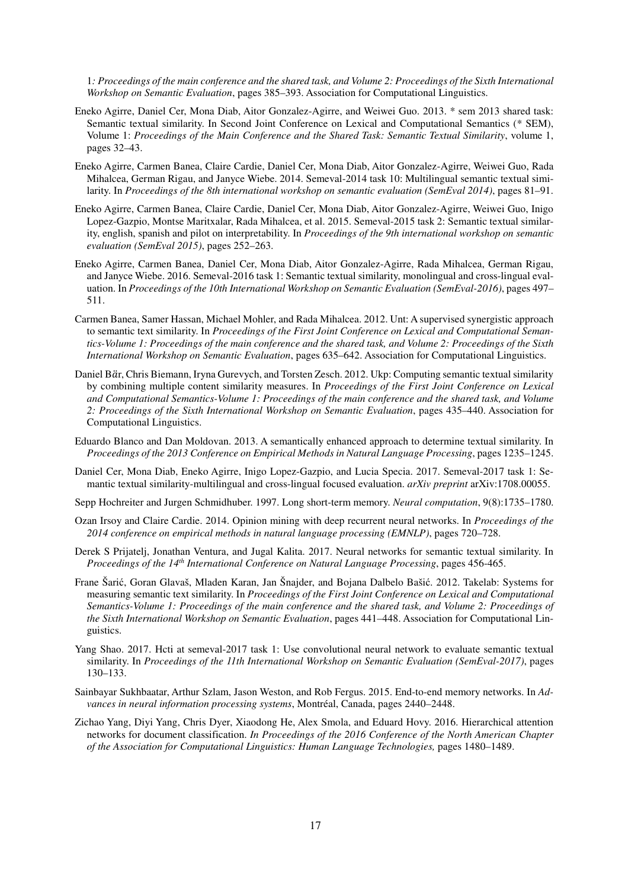1*: Proceedings of the main conference and the shared task, and Volume 2: Proceedings of the Sixth International Workshop on Semantic Evaluation*, pages 385–393. Association for Computational Linguistics.

Eneko Agirre, Daniel Cer, Mona Diab, Aitor Gonzalez-Agirre, and Weiwei Guo. 2013. * sem 2013 shared task: Semantic textual similarity. In Second Joint Conference on Lexical and Computational Semantics (* SEM), Volume 1: *Proceedings of the Main Conference and the Shared Task: Semantic Textual Similarity*, volume 1, pages 32–43.

Eneko Agirre, Carmen Banea, Claire Cardie, Daniel Cer, Mona Diab, Aitor Gonzalez-Agirre, Weiwei Guo, Rada Mihalcea, German Rigau, and Janyce Wiebe. 2014. Semeval-2014 task 10: Multilingual semantic textual similarity. In *Proceedings of the 8th international workshop on semantic evaluation (SemEval 2014)*, pages 81–91.

Eneko Agirre, Carmen Banea, Claire Cardie, Daniel Cer, Mona Diab, Aitor Gonzalez-Agirre, Weiwei Guo, Inigo Lopez-Gazpio, Montse Maritxalar, Rada Mihalcea, et al. 2015. Semeval-2015 task 2: Semantic textual similarity, english, spanish and pilot on interpretability. In *Proceedings of the 9th international workshop on semantic evaluation (SemEval 2015)*, pages 252–263.

Eneko Agirre, Carmen Banea, Daniel Cer, Mona Diab, Aitor Gonzalez-Agirre, Rada Mihalcea, German Rigau, and Janyce Wiebe. 2016. Semeval-2016 task 1: Semantic textual similarity, monolingual and cross-lingual evaluation. In *Proceedings of the 10th International Workshop on Semantic Evaluation (SemEval-2016)*, pages 497–511.

Carmen Banea, Samer Hassan, Michael Mohler, and Rada Mihalcea. 2012. Unt: A supervised synergistic approach to semantic text similarity. In *Proceedings of the First Joint Conference on Lexical and Computational Semantics-Volume 1: Proceedings of the main conference and the shared task, and Volume 2: Proceedings of the Sixth International Workshop on Semantic Evaluation*, pages 635–642. Association for Computational Linguistics.

Daniel Băr, Chris Biemann, Iryna Gurevych, and Torsten Zesch. 2012. Ukp: Computing semantic textual similarity by combining multiple content similarity measures. In *Proceedings of the First Joint Conference on Lexical and Computational Semantics-Volume 1: Proceedings of the main conference and the shared task, and Volume 2: Proceedings of the Sixth International Workshop on Semantic Evaluation*, pages 435–440. Association for Computational Linguistics.

Eduardo Blanco and Dan Moldovan. 2013. A semantically enhanced approach to determine textual similarity. In *Proceedings of the 2013 Conference on Empirical Methods in Natural Language Processing*, pages 1235–1245.

Daniel Cer, Mona Diab, Eneko Agirre, Inigo Lopez-Gazpio, and Lucia Specia. 2017. Semeval-2017 task 1: Semantic textual similarity-multilingual and cross-lingual focused evaluation. *arXiv preprint* arXiv:1708.00055.

Sepp Hochreiter and Jurgen Schmidhuber. 1997. Long short-term memory. *Neural computation*, 9(8):1735–1780.

Ozan Irsoy and Claire Cardie. 2014. Opinion mining with deep recurrent neural networks. In *Proceedings of the 2014 conference on empirical methods in natural language processing (EMNLP)*, pages 720–728.

Derek S Prijatelj, Jonathan Ventura, and Jugal Kalita. 2017. Neural networks for semantic textual similarity. In *Proceedings of the 14th International Conference on Natural Language Processing*, pages 456-465.

Frane Šarić, Goran Glavaš, Mladen Karan, Jan Šnajder, and Bojana Dalbelo Bašić. 2012. Takelab: Systems for measuring semantic text similarity. In *Proceedings of the First Joint Conference on Lexical and Computational Semantics-Volume 1: Proceedings of the main conference and the shared task, and Volume 2: Proceedings of the Sixth International Workshop on Semantic Evaluation*, pages 441–448. Association for Computational Linguistics.

Yang Shao. 2017. Hcti at semeval-2017 task 1: Use convolutional neural network to evaluate semantic textual similarity. In *Proceedings of the 11th International Workshop on Semantic Evaluation (SemEval-2017)*, pages 130–133.

Sainbayar Sukhbaatar, Arthur Szlam, Jason Weston, and Rob Fergus. 2015. End-to-end memory networks. In *Advances in neural information processing systems*, Montréal, Canada, pages 2440–2448.

Zichao Yang, Diyi Yang, Chris Dyer, Xiaodong He, Alex Smola, and Eduard Hovy. 2016. Hierarchical attention networks for document classification. *In Proceedings of the 2016 Conference of the North American Chapter of the Association for Computational Linguistics: Human Language Technologies,* pages 1480–1489.